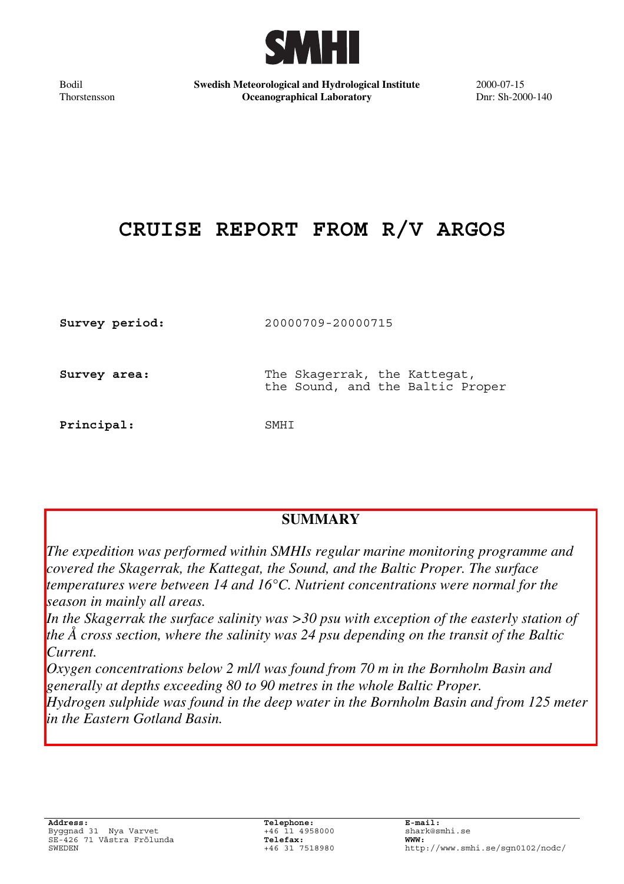SMHI

Bodil Thorstensson

**Swedish Meteorological and Hydrological Institute**
**Oceanographical Laboratory**

2000-07-15
Dnr: Sh-2000-140

# CRUISE REPORT FROM R/V ARGOS

**Survey period:** 20000709-20000715

**Survey area:** The Skagerrak, the Kattegat, the Sound, and the Baltic Proper

**Principal:** SMHI

## SUMMARY

*The expedition was performed within SMHIs regular marine monitoring programme and covered the Skagerrak, the Kattegat, the Sound, and the Baltic Proper. The surface temperatures were between 14 and 16°C. Nutrient concentrations were normal for the season in mainly all areas.*

*In the Skagerrak the surface salinity was >30 psu with exception of the easterly station of the Å cross section, where the salinity was 24 psu depending on the transit of the Baltic Current.*

*Oxygen concentrations below 2 ml/l was found from 70 m in the Bornholm Basin and generally at depths exceeding 80 to 90 metres in the whole Baltic Proper.*

*Hydrogen sulphide was found in the deep water in the Bornholm Basin and from 125 meter in the Eastern Gotland Basin.*

**Address:**
Byggnad 31 Nya Varvet
SE-426 71 Västra Frölunda
SWEDEN

**Telephone:**
+46 11 4958000
**Telefax:**
+46 31 7518980

**E-mail:**
shark@smhi.se
**WWW:**
http://www.smhi.se/sgn0102/nodc/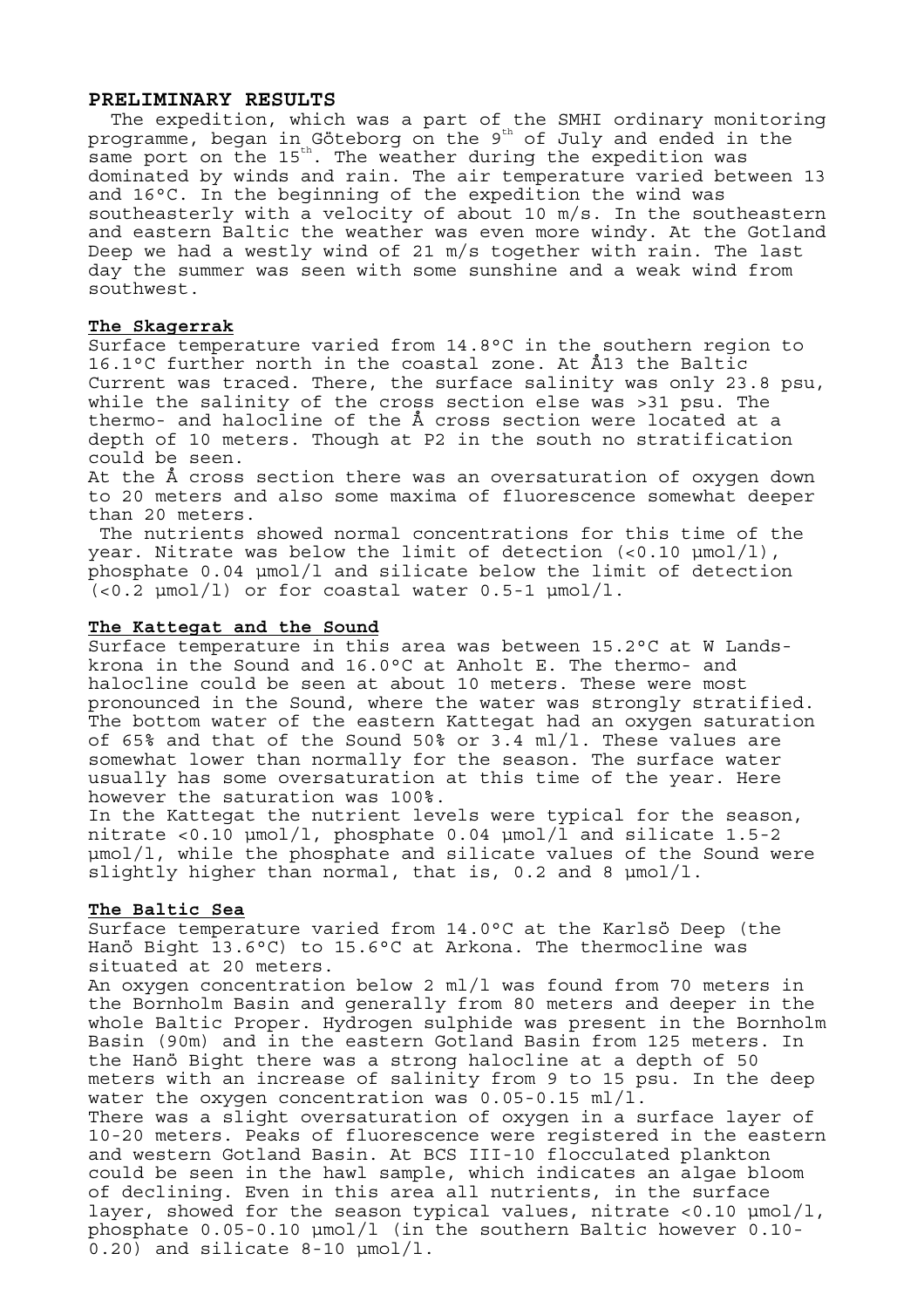## PRELIMINARY RESULTS

The expedition, which was a part of the SMHI ordinary monitoring programme, began in Göteborg on the 9th of July and ended in the same port on the 15th. The weather during the expedition was dominated by winds and rain. The air temperature varied between 13 and 16°C. In the beginning of the expedition the wind was southeasterly with a velocity of about 10 m/s. In the southeastern and eastern Baltic the weather was even more windy. At the Gotland Deep we had a westly wind of 21 m/s together with rain. The last day the summer was seen with some sunshine and a weak wind from southwest.

### The Skagerrak

Surface temperature varied from 14.8°C in the southern region to 16.1°C further north in the coastal zone. At Å13 the Baltic Current was traced. There, the surface salinity was only 23.8 psu, while the salinity of the cross section else was >31 psu. The thermo- and halocline of the Å cross section were located at a depth of 10 meters. Though at P2 in the south no stratification could be seen.

At the Å cross section there was an oversaturation of oxygen down to 20 meters and also some maxima of fluorescence somewhat deeper than 20 meters.

The nutrients showed normal concentrations for this time of the year. Nitrate was below the limit of detection (<0.10 µmol/l), phosphate 0.04 µmol/l and silicate below the limit of detection (<0.2 µmol/l) or for coastal water 0.5-1 µmol/l.

### The Kattegat and the Sound

Surface temperature in this area was between 15.2°C at W Lands-krona in the Sound and 16.0°C at Anholt E. The thermo- and halocline could be seen at about 10 meters. These were most pronounced in the Sound, where the water was strongly stratified. The bottom water of the eastern Kattegat had an oxygen saturation of 65% and that of the Sound 50% or 3.4 ml/l. These values are somewhat lower than normally for the season. The surface water usually has some oversaturation at this time of the year. Here however the saturation was 100%.

In the Kattegat the nutrient levels were typical for the season, nitrate <0.10 µmol/l, phosphate 0.04 µmol/l and silicate 1.5-2 µmol/l, while the phosphate and silicate values of the Sound were slightly higher than normal, that is, 0.2 and 8 µmol/l.

### The Baltic Sea

Surface temperature varied from 14.0°C at the Karlsö Deep (the Hanö Bight 13.6°C) to 15.6°C at Arkona. The thermocline was situated at 20 meters.

An oxygen concentration below 2 ml/l was found from 70 meters in the Bornholm Basin and generally from 80 meters and deeper in the whole Baltic Proper. Hydrogen sulphide was present in the Bornholm Basin (90m) and in the eastern Gotland Basin from 125 meters. In the Hanö Bight there was a strong halocline at a depth of 50 meters with an increase of salinity from 9 to 15 psu. In the deep water the oxygen concentration was 0.05-0.15 ml/l.

There was a slight oversaturation of oxygen in a surface layer of 10-20 meters. Peaks of fluorescence were registered in the eastern and western Gotland Basin. At BCS III-10 flocculated plankton could be seen in the hawl sample, which indicates an algae bloom of declining. Even in this area all nutrients, in the surface layer, showed for the season typical values, nitrate <0.10 µmol/l, phosphate 0.05-0.10 µmol/l (in the southern Baltic however 0.10-0.20) and silicate 8-10 µmol/l.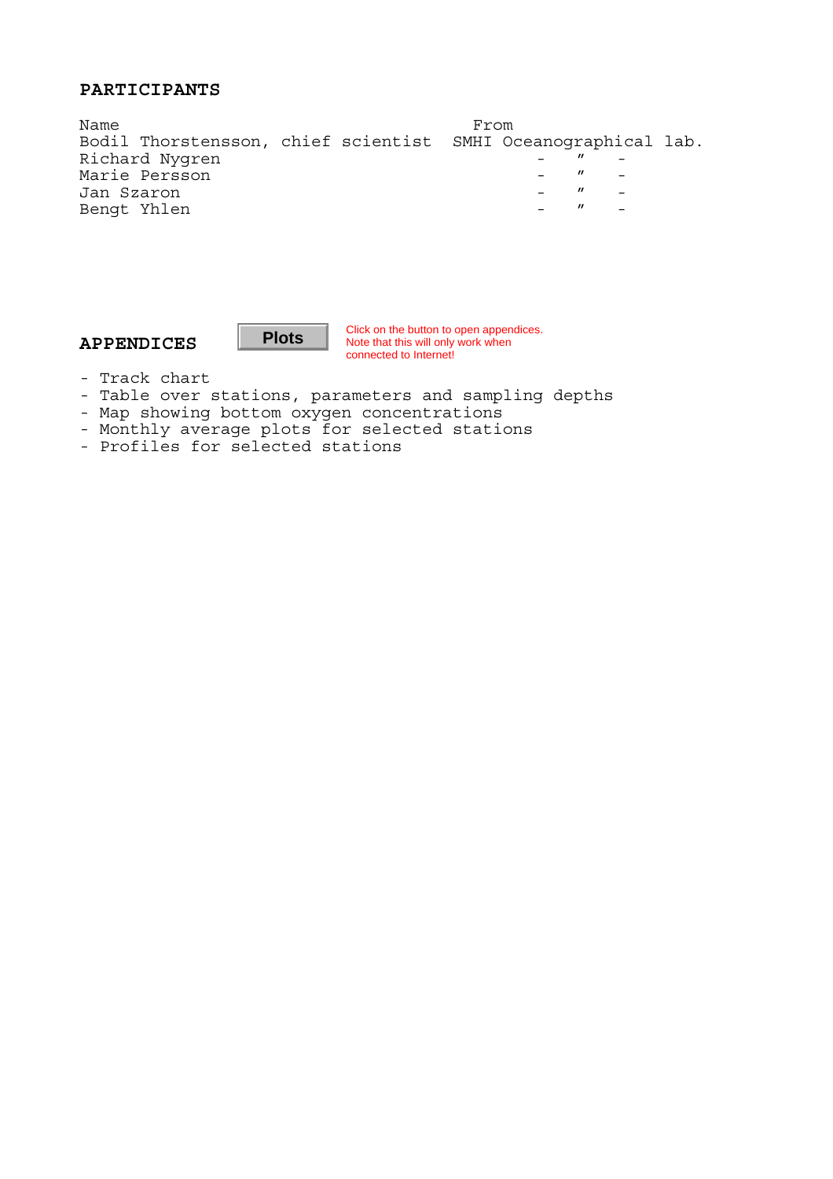## PARTICIPANTS

| Name | From |
|---|---|
| Bodil Thorstensson, chief scientist | SMHI Oceanographical lab. |
| Richard Nygren | - " - |
| Marie Persson | - " - |
| Jan Szaron | - " - |
| Bengt Yhlen | - " - |

## APPENDICES

Plots

Click on the button to open appendices. Note that this will only work when connected to Internet!

- Track chart
- Table over stations, parameters and sampling depths
- Map showing bottom oxygen concentrations
- Monthly average plots for selected stations
- Profiles for selected stations